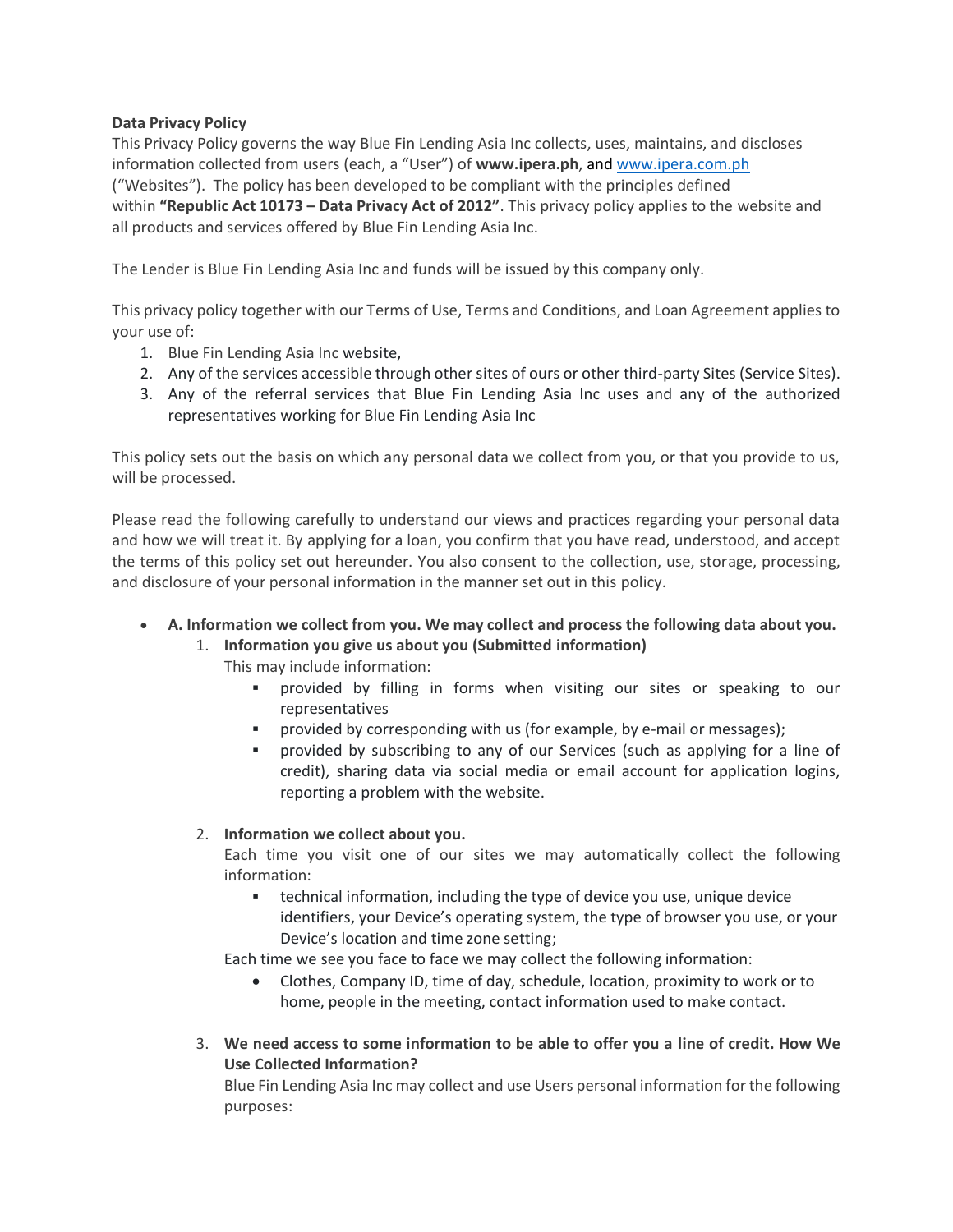**Data Privacy Policy**

This Privacy Policy governs the way Blue Fin Lending Asia Inc collects, uses, maintains, and discloses information collected from users (each, a "User") of **www.ipera.ph**, and [www.ipera.com.ph](www.ipera.com.ph) ("Websites"). The policy has been developed to be compliant with the principles defined within **"Republic Act 10173 – Data Privacy Act of 2012"**. This privacy policy applies to the website and all products and services offered by Blue Fin Lending Asia Inc.

The Lender is Blue Fin Lending Asia Inc and funds will be issued by this company only.

This privacy policy together with our Terms of Use, Terms and Conditions, and Loan Agreement applies to your use of:

1. Blue Fin Lending Asia Inc website,
2. Any of the services accessible through other sites of ours or other third-party Sites (Service Sites).
3. Any of the referral services that Blue Fin Lending Asia Inc uses and any of the authorized representatives working for Blue Fin Lending Asia Inc

This policy sets out the basis on which any personal data we collect from you, or that you provide to us, will be processed.

Please read the following carefully to understand our views and practices regarding your personal data and how we will treat it. By applying for a loan, you confirm that you have read, understood, and accept the terms of this policy set out hereunder. You also consent to the collection, use, storage, processing, and disclosure of your personal information in the manner set out in this policy.

- **A. Information we collect from you. We may collect and process the following data about you.**
  1. **Information you give us about you (Submitted information)**
     This may include information:
     - provided by filling in forms when visiting our sites or speaking to our representatives
     - provided by corresponding with us (for example, by e-mail or messages);
     - provided by subscribing to any of our Services (such as applying for a line of credit), sharing data via social media or email account for application logins, reporting a problem with the website.
  2. **Information we collect about you.**
     Each time you visit one of our sites we may automatically collect the following information:
     - technical information, including the type of device you use, unique device identifiers, your Device's operating system, the type of browser you use, or your Device's location and time zone setting;

     Each time we see you face to face we may collect the following information:
     - Clothes, Company ID, time of day, schedule, location, proximity to work or to home, people in the meeting, contact information used to make contact.
  3. **We need access to some information to be able to offer you a line of credit. How We Use Collected Information?**
     Blue Fin Lending Asia Inc may collect and use Users personal information for the following purposes: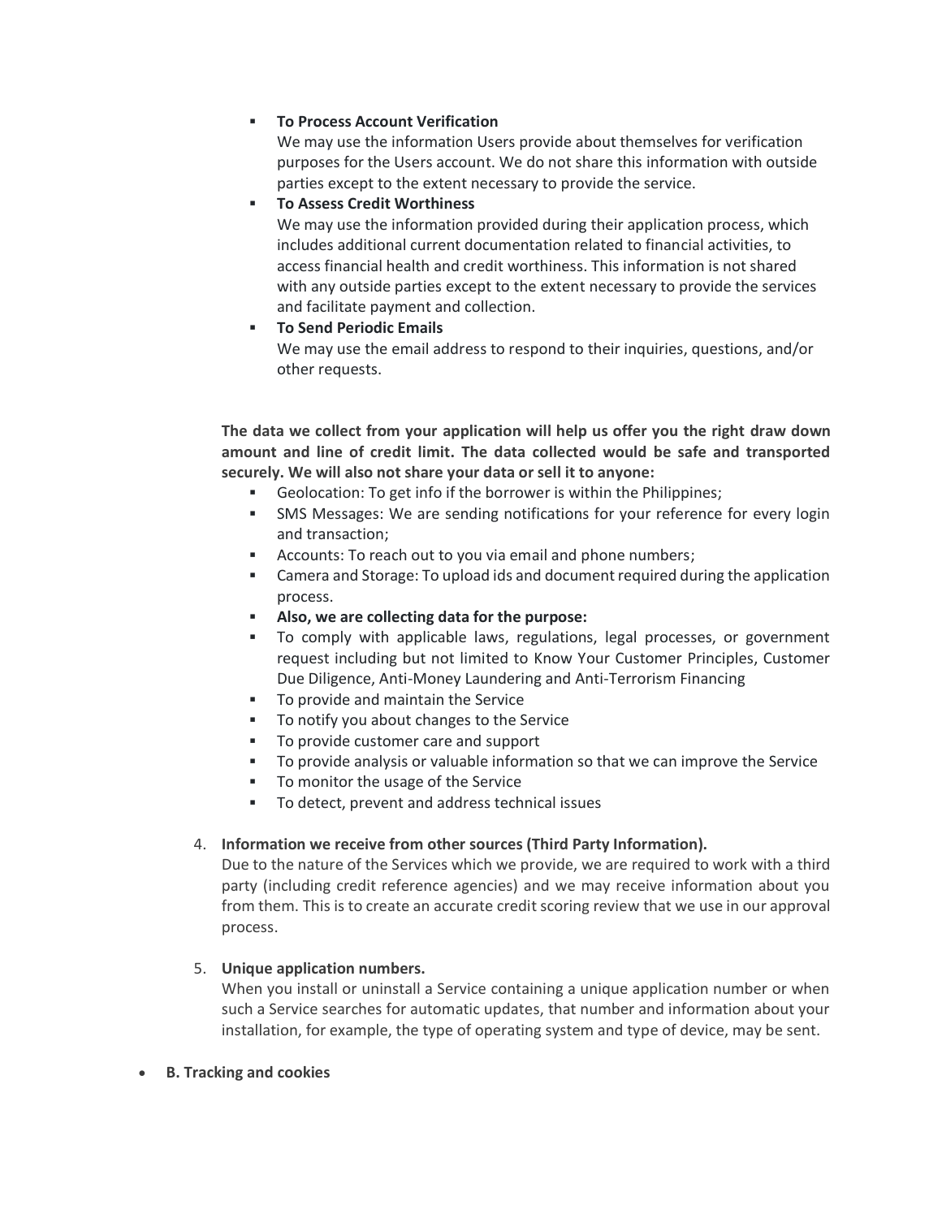- **To Process Account Verification**
  We may use the information Users provide about themselves for verification purposes for the Users account. We do not share this information with outside parties except to the extent necessary to provide the service.
- **To Assess Credit Worthiness**
  We may use the information provided during their application process, which includes additional current documentation related to financial activities, to access financial health and credit worthiness. This information is not shared with any outside parties except to the extent necessary to provide the services and facilitate payment and collection.
- **To Send Periodic Emails**
  We may use the email address to respond to their inquiries, questions, and/or other requests.

**The data we collect from your application will help us offer you the right draw down amount and line of credit limit. The data collected would be safe and transported securely. We will also not share your data or sell it to anyone:**

- Geolocation: To get info if the borrower is within the Philippines;
- SMS Messages: We are sending notifications for your reference for every login and transaction;
- Accounts: To reach out to you via email and phone numbers;
- Camera and Storage: To upload ids and document required during the application process.
- **Also, we are collecting data for the purpose:**
- To comply with applicable laws, regulations, legal processes, or government request including but not limited to Know Your Customer Principles, Customer Due Diligence, Anti-Money Laundering and Anti-Terrorism Financing
- To provide and maintain the Service
- To notify you about changes to the Service
- To provide customer care and support
- To provide analysis or valuable information so that we can improve the Service
- To monitor the usage of the Service
- To detect, prevent and address technical issues

4. **Information we receive from other sources (Third Party Information).**
   Due to the nature of the Services which we provide, we are required to work with a third party (including credit reference agencies) and we may receive information about you from them. This is to create an accurate credit scoring review that we use in our approval process.

5. **Unique application numbers.**
   When you install or uninstall a Service containing a unique application number or when such a Service searches for automatic updates, that number and information about your installation, for example, the type of operating system and type of device, may be sent.

- **B. Tracking and cookies**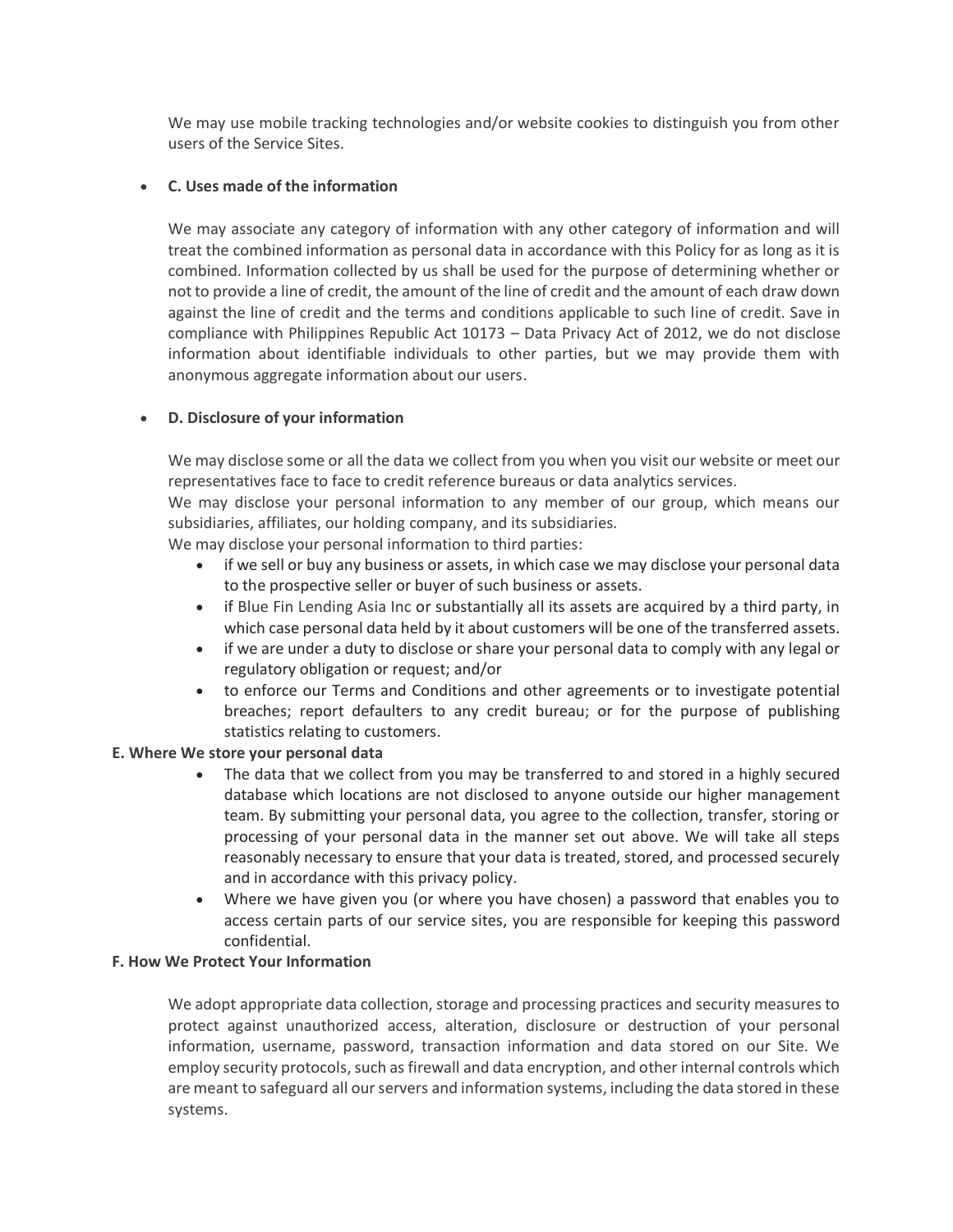We may use mobile tracking technologies and/or website cookies to distinguish you from other users of the Service Sites.

- **C. Uses made of the information**

  We may associate any category of information with any other category of information and will treat the combined information as personal data in accordance with this Policy for as long as it is combined. Information collected by us shall be used for the purpose of determining whether or not to provide a line of credit, the amount of the line of credit and the amount of each draw down against the line of credit and the terms and conditions applicable to such line of credit. Save in compliance with Philippines Republic Act 10173 – Data Privacy Act of 2012, we do not disclose information about identifiable individuals to other parties, but we may provide them with anonymous aggregate information about our users.

- **D. Disclosure of your information**

  We may disclose some or all the data we collect from you when you visit our website or meet our representatives face to face to credit reference bureaus or data analytics services.
  We may disclose your personal information to any member of our group, which means our subsidiaries, affiliates, our holding company, and its subsidiaries.
  We may disclose your personal information to third parties:
  - if we sell or buy any business or assets, in which case we may disclose your personal data to the prospective seller or buyer of such business or assets.
  - if Blue Fin Lending Asia Inc or substantially all its assets are acquired by a third party, in which case personal data held by it about customers will be one of the transferred assets.
  - if we are under a duty to disclose or share your personal data to comply with any legal or regulatory obligation or request; and/or
  - to enforce our Terms and Conditions and other agreements or to investigate potential breaches; report defaulters to any credit bureau; or for the purpose of publishing statistics relating to customers.

**E. Where We store your personal data**

- The data that we collect from you may be transferred to and stored in a highly secured database which locations are not disclosed to anyone outside our higher management team. By submitting your personal data, you agree to the collection, transfer, storing or processing of your personal data in the manner set out above. We will take all steps reasonably necessary to ensure that your data is treated, stored, and processed securely and in accordance with this privacy policy.
- Where we have given you (or where you have chosen) a password that enables you to access certain parts of our service sites, you are responsible for keeping this password confidential.

**F. How We Protect Your Information**

We adopt appropriate data collection, storage and processing practices and security measures to protect against unauthorized access, alteration, disclosure or destruction of your personal information, username, password, transaction information and data stored on our Site. We employ security protocols, such as firewall and data encryption, and other internal controls which are meant to safeguard all our servers and information systems, including the data stored in these systems.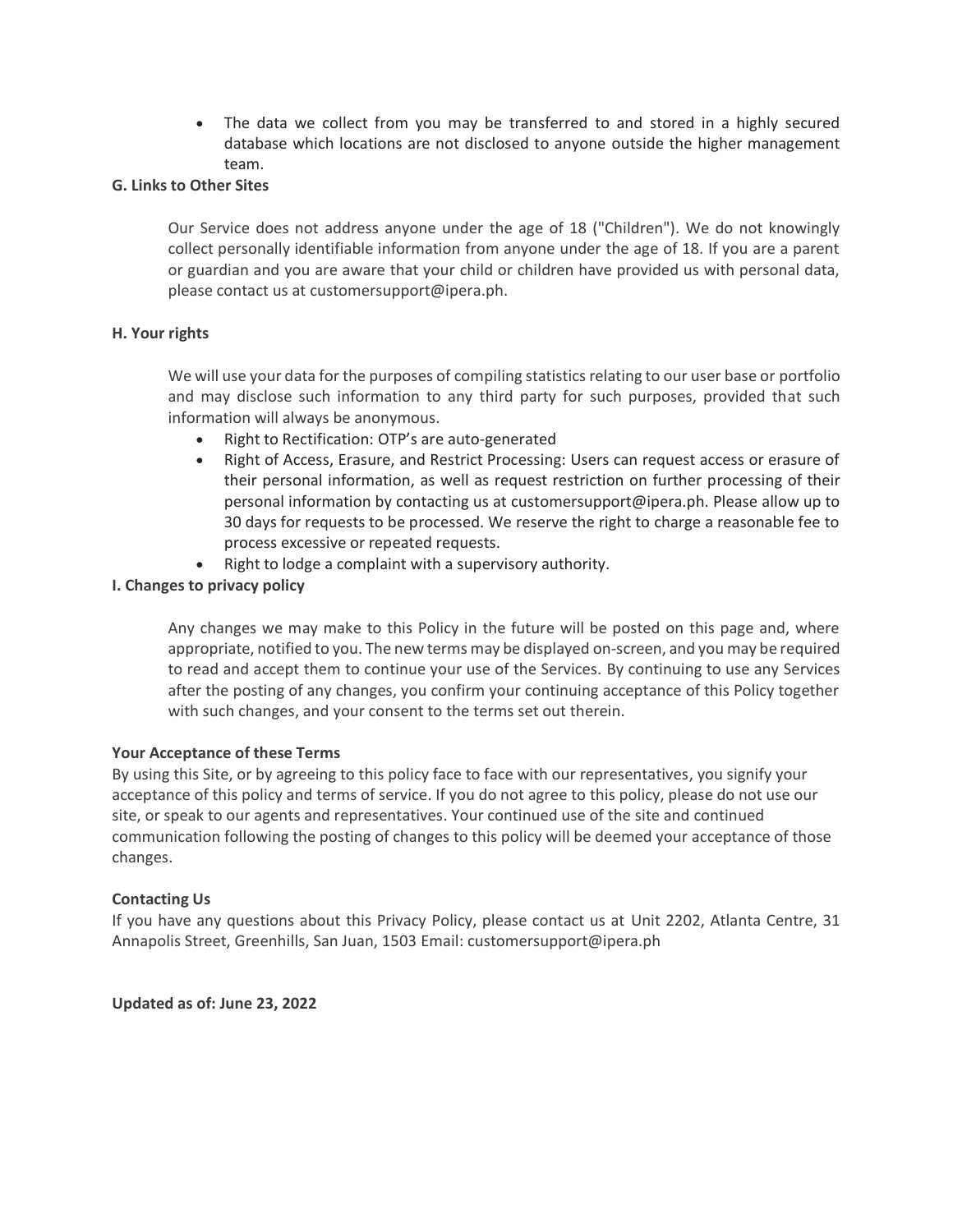- The data we collect from you may be transferred to and stored in a highly secured database which locations are not disclosed to anyone outside the higher management team.

**G. Links to Other Sites**

Our Service does not address anyone under the age of 18 ("Children"). We do not knowingly collect personally identifiable information from anyone under the age of 18. If you are a parent or guardian and you are aware that your child or children have provided us with personal data, please contact us at customersupport@ipera.ph.

**H. Your rights**

We will use your data for the purposes of compiling statistics relating to our user base or portfolio and may disclose such information to any third party for such purposes, provided that such information will always be anonymous.

- Right to Rectification: OTP's are auto-generated
- Right of Access, Erasure, and Restrict Processing: Users can request access or erasure of their personal information, as well as request restriction on further processing of their personal information by contacting us at customersupport@ipera.ph. Please allow up to 30 days for requests to be processed. We reserve the right to charge a reasonable fee to process excessive or repeated requests.
- Right to lodge a complaint with a supervisory authority.

**I. Changes to privacy policy**

Any changes we may make to this Policy in the future will be posted on this page and, where appropriate, notified to you. The new terms may be displayed on-screen, and you may be required to read and accept them to continue your use of the Services. By continuing to use any Services after the posting of any changes, you confirm your continuing acceptance of this Policy together with such changes, and your consent to the terms set out therein.

**Your Acceptance of these Terms**

By using this Site, or by agreeing to this policy face to face with our representatives, you signify your acceptance of this policy and terms of service. If you do not agree to this policy, please do not use our site, or speak to our agents and representatives. Your continued use of the site and continued communication following the posting of changes to this policy will be deemed your acceptance of those changes.

**Contacting Us**

If you have any questions about this Privacy Policy, please contact us at Unit 2202, Atlanta Centre, 31 Annapolis Street, Greenhills, San Juan, 1503 Email: customersupport@ipera.ph

**Updated as of: June 23, 2022**